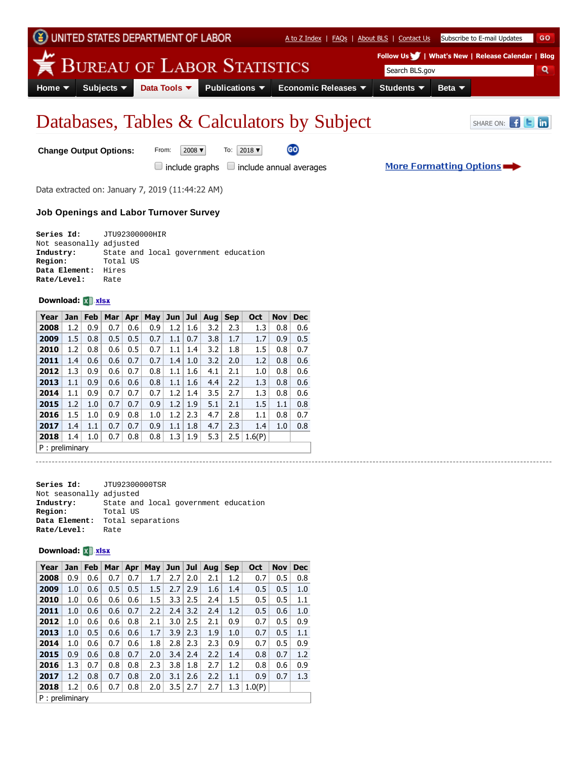UNITED STATES DEPARTMENT OF LABOR | A to Z Index | FAQs | About BLS | Contact Us | Subscribe to E-mail Updates GO

# BUREAU OF LABOR STATISTICS

Follow Us | What's New | Release Calendar | Blog

Home | Subjects | Data Tools | Publications | Economic Releases | Students | Beta

# Databases, Tables & Calculators by Subject

SHARE ON:

**Change Output Options:** From: 2008 To: 2018 GO

include graphs | include annual averages | More Formatting Options

Data extracted on: January 7, 2019 (11:44:22 AM)

### Job Openings and Labor Turnover Survey

```
Series Id:     JTU92300000HIR
Not seasonally adjusted
Industry:      State and local government education
Region:        Total US
Data Element:  Hires
Rate/Level:    Rate
```

**Download:** xlsx

| Year | Jan | Feb | Mar | Apr | May | Jun | Jul | Aug | Sep | Oct | Nov | Dec |
|---|---|---|---|---|---|---|---|---|---|---|---|---|
| **2008** | 1.2 | 0.9 | 0.7 | 0.6 | 0.9 | 1.2 | 1.6 | 3.2 | 2.3 | 1.3 | 0.8 | 0.6 |
| **2009** | 1.5 | 0.8 | 0.5 | 0.5 | 0.7 | 1.1 | 0.7 | 3.8 | 1.7 | 1.7 | 0.9 | 0.5 |
| **2010** | 1.2 | 0.8 | 0.6 | 0.5 | 0.7 | 1.1 | 1.4 | 3.2 | 1.8 | 1.5 | 0.8 | 0.7 |
| **2011** | 1.4 | 0.6 | 0.6 | 0.7 | 0.7 | 1.4 | 1.0 | 3.2 | 2.0 | 1.2 | 0.8 | 0.6 |
| **2012** | 1.3 | 0.9 | 0.6 | 0.7 | 0.8 | 1.1 | 1.6 | 4.1 | 2.1 | 1.0 | 0.8 | 0.6 |
| **2013** | 1.1 | 0.9 | 0.6 | 0.6 | 0.8 | 1.1 | 1.6 | 4.4 | 2.2 | 1.3 | 0.8 | 0.6 |
| **2014** | 1.1 | 0.9 | 0.7 | 0.7 | 0.7 | 1.2 | 1.4 | 3.5 | 2.7 | 1.3 | 0.8 | 0.6 |
| **2015** | 1.2 | 1.0 | 0.7 | 0.7 | 0.9 | 1.2 | 1.9 | 5.1 | 2.1 | 1.5 | 1.1 | 0.8 |
| **2016** | 1.5 | 1.0 | 0.9 | 0.8 | 1.0 | 1.2 | 2.3 | 4.7 | 2.8 | 1.1 | 0.8 | 0.7 |
| **2017** | 1.4 | 1.1 | 0.7 | 0.7 | 0.9 | 1.1 | 1.8 | 4.7 | 2.3 | 1.4 | 1.0 | 0.8 |
| **2018** | 1.4 | 1.0 | 0.7 | 0.8 | 0.8 | 1.3 | 1.9 | 5.3 | 2.5 | 1.6(P) | | |

P : preliminary

---

```
Series Id:     JTU92300000TSR
Not seasonally adjusted
Industry:      State and local government education
Region:        Total US
Data Element:  Total separations
Rate/Level:    Rate
```

**Download:** xlsx

| Year | Jan | Feb | Mar | Apr | May | Jun | Jul | Aug | Sep | Oct | Nov | Dec |
|---|---|---|---|---|---|---|---|---|---|---|---|---|
| **2008** | 0.9 | 0.6 | 0.7 | 0.7 | 1.7 | 2.7 | 2.0 | 2.1 | 1.2 | 0.7 | 0.5 | 0.8 |
| **2009** | 1.0 | 0.6 | 0.5 | 0.5 | 1.5 | 2.7 | 2.9 | 1.6 | 1.4 | 0.5 | 0.5 | 1.0 |
| **2010** | 1.0 | 0.6 | 0.6 | 0.6 | 1.5 | 3.3 | 2.5 | 2.4 | 1.5 | 0.5 | 0.5 | 1.1 |
| **2011** | 1.0 | 0.6 | 0.6 | 0.7 | 2.2 | 2.4 | 3.2 | 2.4 | 1.2 | 0.5 | 0.6 | 1.0 |
| **2012** | 1.0 | 0.6 | 0.6 | 0.8 | 2.1 | 3.0 | 2.5 | 2.1 | 0.9 | 0.7 | 0.5 | 0.9 |
| **2013** | 1.0 | 0.5 | 0.6 | 0.6 | 1.7 | 3.9 | 2.3 | 1.9 | 1.0 | 0.7 | 0.5 | 1.1 |
| **2014** | 1.0 | 0.6 | 0.7 | 0.6 | 1.8 | 2.8 | 2.3 | 2.3 | 0.9 | 0.7 | 0.5 | 0.9 |
| **2015** | 0.9 | 0.6 | 0.8 | 0.7 | 2.0 | 3.4 | 2.4 | 2.2 | 1.4 | 0.8 | 0.7 | 1.2 |
| **2016** | 1.3 | 0.7 | 0.8 | 0.8 | 2.3 | 3.8 | 1.8 | 2.7 | 1.2 | 0.8 | 0.6 | 0.9 |
| **2017** | 1.2 | 0.8 | 0.7 | 0.8 | 2.0 | 3.1 | 2.6 | 2.2 | 1.1 | 0.9 | 0.7 | 1.3 |
| **2018** | 1.2 | 0.6 | 0.7 | 0.8 | 2.0 | 3.5 | 2.7 | 2.7 | 1.3 | 1.0(P) | | |

P : preliminary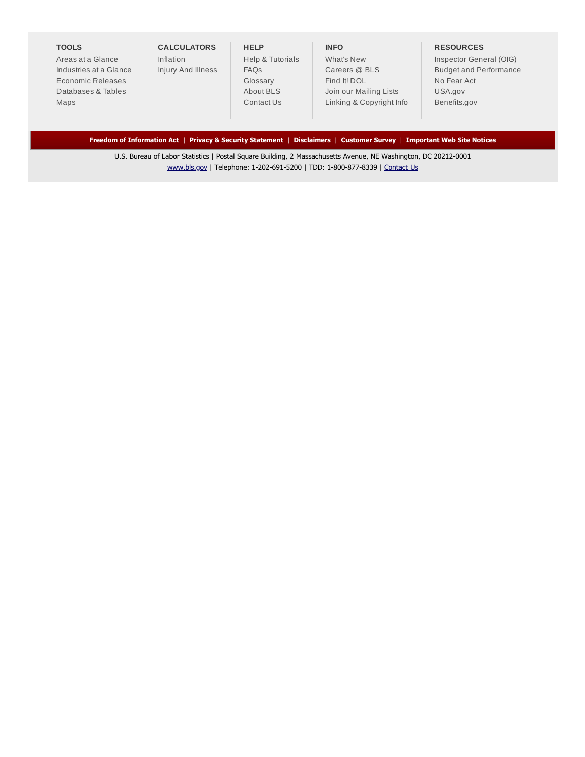**TOOLS**

- Areas at a Glance
- Industries at a Glance
- Economic Releases
- Databases & Tables
- Maps

**CALCULATORS**

- Inflation
- Injury And Illness

**HELP**

- Help & Tutorials
- FAQs
- Glossary
- About BLS
- Contact Us

**INFO**

- What's New
- Careers @ BLS
- Find It! DOL
- Join our Mailing Lists
- Linking & Copyright Info

**RESOURCES**

- Inspector General (OIG)
- Budget and Performance
- No Fear Act
- USA.gov
- Benefits.gov

**Freedom of Information Act** | **Privacy & Security Statement** | **Disclaimers** | **Customer Survey** | **Important Web Site Notices**

U.S. Bureau of Labor Statistics | Postal Square Building, 2 Massachusetts Avenue, NE Washington, DC 20212-0001
www.bls.gov | Telephone: 1-202-691-5200 | TDD: 1-800-877-8339 | Contact Us